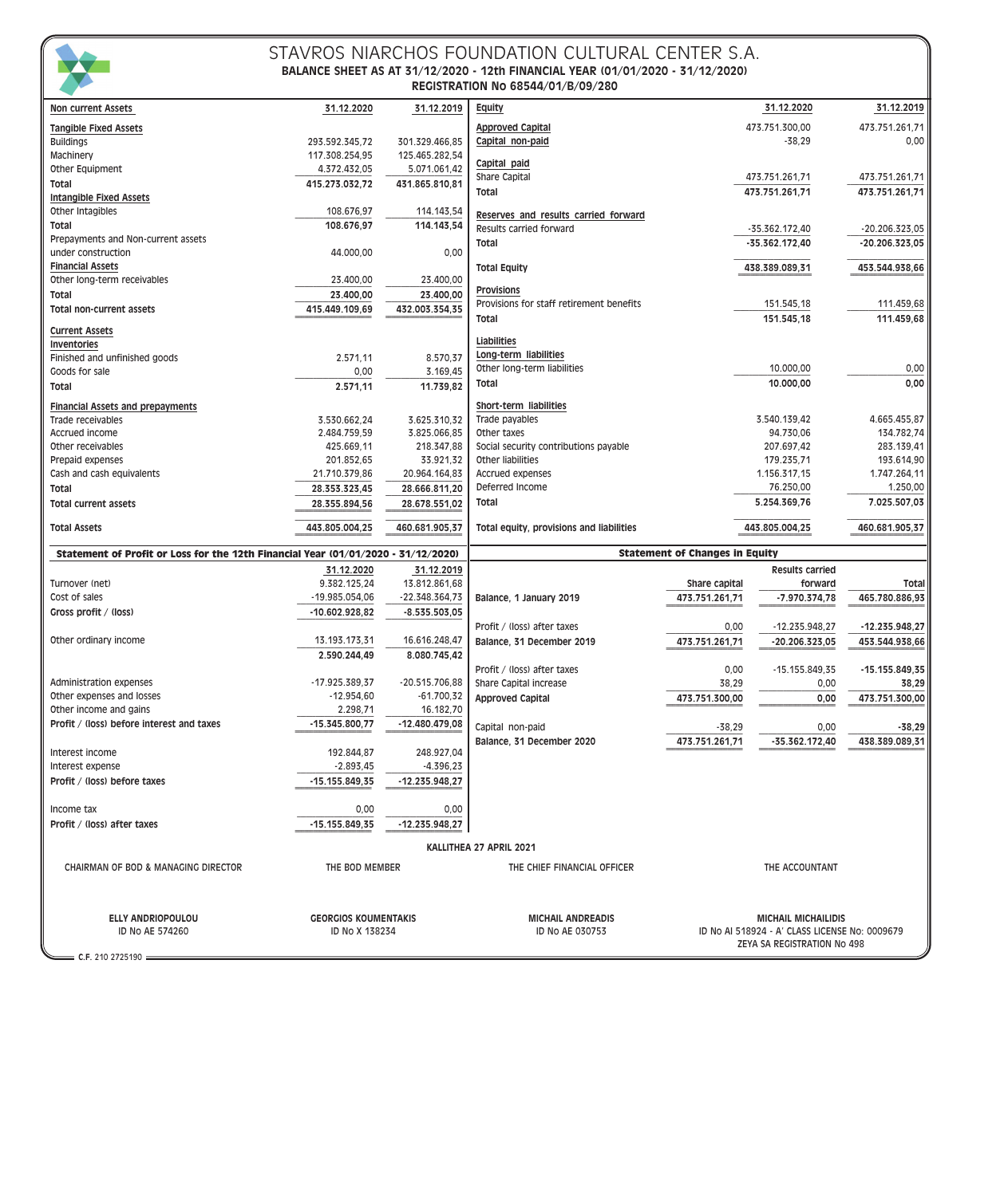# STAVROS NIARCHOS FOUNDATION CULTURAL CENTER S.A.

**BALANCE SHEET AS AT 31/12/2020 - 12th FINANCIAL YEAR (01/01/2020 - 31/12/2020)**

**REGISTRATION No 68544/01/B/09/280**

| Non current Assets | 31.12.2020 | 31.12.2019 |
|---|---|---|
| **Tangible Fixed Assets** | | |
| Buildings | 293.592.345,72 | 301.329.466,85 |
| Machinery | 117.308.254,95 | 125.465.282,54 |
| Other Equipment | 4.372.432,05 | 5.071.061,42 |
| **Total** | **415.273.032,72** | **431.865.810,81** |
| **Intangible Fixed Assets** | | |
| Other Intagibles | 108.676,97 | 114.143,54 |
| **Total** | **108.676,97** | **114.143,54** |
| Prepayments and Non-current assets under construction | 44.000,00 | 0,00 |
| **Financial Assets** | | |
| Other long-term receivables | 23.400,00 | 23.400,00 |
| **Total** | **23.400,00** | **23.400,00** |
| **Total non-current assets** | **415.449.109,69** | **432.003.354,35** |
| **Current Assets** | | |
| **Inventories** | | |
| Finished and unfinished goods | 2.571,11 | 8.570,37 |
| Goods for sale | 0,00 | 3.169,45 |
| **Total** | **2.571,11** | **11.739,82** |
| **Financial Assets and prepayments** | | |
| Trade receivables | 3.530.662,24 | 3.625.310,32 |
| Accrued income | 2.484.759,59 | 3.825.066,85 |
| Other receivables | 425.669,11 | 218.347,88 |
| Prepaid expenses | 201.852,65 | 33.921,32 |
| Cash and cash equivalents | 21.710.379,86 | 20.964.164,83 |
| **Total** | **28.353.323,45** | **28.666.811,20** |
| **Total current assets** | **28.355.894,56** | **28.678.551,02** |
| **Total Assets** | **443.805.004,25** | **460.681.905,37** |

| Equity | 31.12.2020 | 31.12.2019 |
|---|---|---|
| **Approved Capital** | 473.751.300,00 | 473.751.261,71 |
| **Capital non-paid** | -38,29 | 0,00 |
| **Capital paid** | | |
| Share Capital | 473.751.261,71 | 473.751.261,71 |
| **Total** | **473.751.261,71** | **473.751.261,71** |
| **Reserves and results carried forward** | | |
| Results carried forward | -35.362.172,40 | -20.206.323,05 |
| **Total** | **-35.362.172,40** | **-20.206.323,05** |
| **Total Equity** | **438.389.089,31** | **453.544.938,66** |
| **Provisions** | | |
| Provisions for staff retirement benefits | 151.545,18 | 111.459,68 |
| **Total** | **151.545,18** | **111.459,68** |
| **Liabilities** | | |
| **Long-term liabilities** | | |
| Other long-term liabilities | 10.000,00 | 0,00 |
| **Total** | **10.000,00** | **0,00** |
| **Short-term liabilities** | | |
| Trade payables | 3.540.139,42 | 4.665.455,87 |
| Other taxes | 94.730,06 | 134.782,74 |
| Social security contributions payable | 207.697,42 | 283.139,41 |
| Other liabilities | 179.235,71 | 193.614,90 |
| Accrued expenses | 1.156.317,15 | 1.747.264,11 |
| Deferred Income | 76.250,00 | 1.250,00 |
| **Total** | **5.254.369,76** | **7.025.507,03** |
| **Total equity, provisions and liabilities** | **443.805.004,25** | **460.681.905,37** |

## Statement of Profit or Loss for the 12th Financial Year (01/01/2020 - 31/12/2020)

| | 31.12.2020 | 31.12.2019 |
|---|---|---|
| Turnover (net) | 9.382.125,24 | 13.812.861,68 |
| Cost of sales | -19.985.054,06 | -22.348.364,73 |
| **Gross profit / (loss)** | **-10.602.928,82** | **-8.535.503,05** |
| Other ordinary income | 13.193.173,31 | 16.616.248,47 |
| | **2.590.244,49** | **8.080.745,42** |
| Administration expenses | -17.925.389,37 | -20.515.706,88 |
| Other expenses and losses | -12.954,60 | -61.700,32 |
| Other income and gains | 2.298,71 | 16.182,70 |
| **Profit / (loss) before interest and taxes** | **-15.345.800,77** | **-12.480.479,08** |
| Interest income | 192.844,87 | 248.927,04 |
| Interest expense | -2.893,45 | -4.396,23 |
| **Profit / (loss) before taxes** | **-15.155.849,35** | **-12.235.948,27** |
| Income tax | 0,00 | 0,00 |
| **Profit / (loss) after taxes** | **-15.155.849,35** | **-12.235.948,27** |

## Statement of Changes in Equity

| | Share capital | Results carried forward | Total |
|---|---|---|---|
| **Balance, 1 January 2019** | **473.751.261,71** | **-7.970.374,78** | **465.780.886,93** |
| Profit / (loss) after taxes | 0,00 | -12.235.948,27 | **-12.235.948,27** |
| **Balance, 31 December 2019** | **473.751.261,71** | **-20.206.323,05** | **453.544.938,66** |
| Profit / (loss) after taxes | 0,00 | -15.155.849,35 | **-15.155.849,35** |
| Share Capital increase | 38,29 | 0,00 | **38,29** |
| **Approved Capital** | **473.751.300,00** | **0,00** | **473.751.300,00** |
| Capital non-paid | -38,29 | 0,00 | **-38,29** |
| **Balance, 31 December 2020** | **473.751.261,71** | **-35.362.172,40** | **438.389.089,31** |

**KALLITHEA 27 APRIL 2021**

| CHAIRMAN OF BOD & MANAGING DIRECTOR | THE BOD MEMBER | THE CHIEF FINANCIAL OFFICER | THE ACCOUNTANT |
|---|---|---|---|
| **ELLY ANDRIOPOULOU** | **GEORGIOS KOUMENTAKIS** | **MICHAIL ANDREADIS** | **MICHAIL MICHAILIDIS** |
| ID No AE 574260 | ID No X 138234 | ID No AE 030753 | ID No AI 518924 - A' CLASS LICENSE No: 0009679 ZEYA SA REGISTRATION No 498 |

C.F. 210 2725190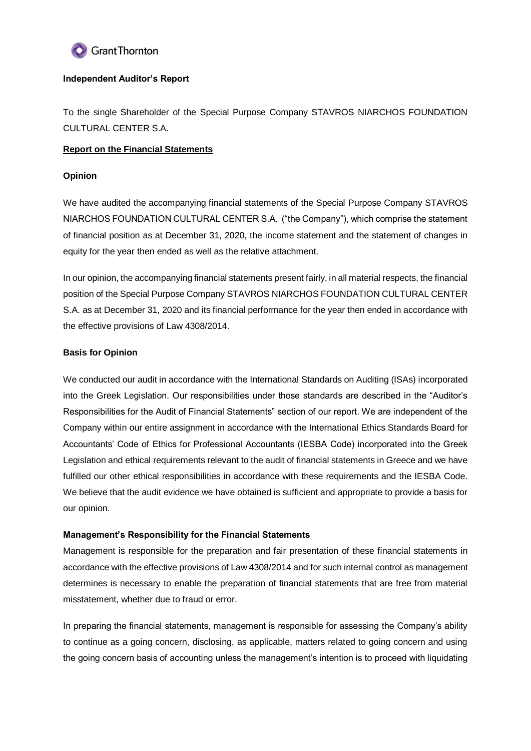**Independent Auditor's Report**

To the single Shareholder of the Special Purpose Company STAVROS NIARCHOS FOUNDATION CULTURAL CENTER S.A.

**Report on the Financial Statements**

**Opinion**

We have audited the accompanying financial statements of the Special Purpose Company STAVROS NIARCHOS FOUNDATION CULTURAL CENTER S.A. ("the Company"), which comprise the statement of financial position as at December 31, 2020, the income statement and the statement of changes in equity for the year then ended as well as the relative attachment.

In our opinion, the accompanying financial statements present fairly, in all material respects, the financial position of the Special Purpose Company STAVROS NIARCHOS FOUNDATION CULTURAL CENTER S.A. as at December 31, 2020 and its financial performance for the year then ended in accordance with the effective provisions of Law 4308/2014.

**Basis for Opinion**

We conducted our audit in accordance with the International Standards on Auditing (ISAs) incorporated into the Greek Legislation. Our responsibilities under those standards are described in the "Auditor's Responsibilities for the Audit of Financial Statements" section of our report. We are independent of the Company within our entire assignment in accordance with the International Ethics Standards Board for Accountants' Code of Ethics for Professional Accountants (IESBA Code) incorporated into the Greek Legislation and ethical requirements relevant to the audit of financial statements in Greece and we have fulfilled our other ethical responsibilities in accordance with these requirements and the IESBA Code. We believe that the audit evidence we have obtained is sufficient and appropriate to provide a basis for our opinion.

**Management's Responsibility for the Financial Statements**

Management is responsible for the preparation and fair presentation of these financial statements in accordance with the effective provisions of Law 4308/2014 and for such internal control as management determines is necessary to enable the preparation of financial statements that are free from material misstatement, whether due to fraud or error.

In preparing the financial statements, management is responsible for assessing the Company's ability to continue as a going concern, disclosing, as applicable, matters related to going concern and using the going concern basis of accounting unless the management's intention is to proceed with liquidating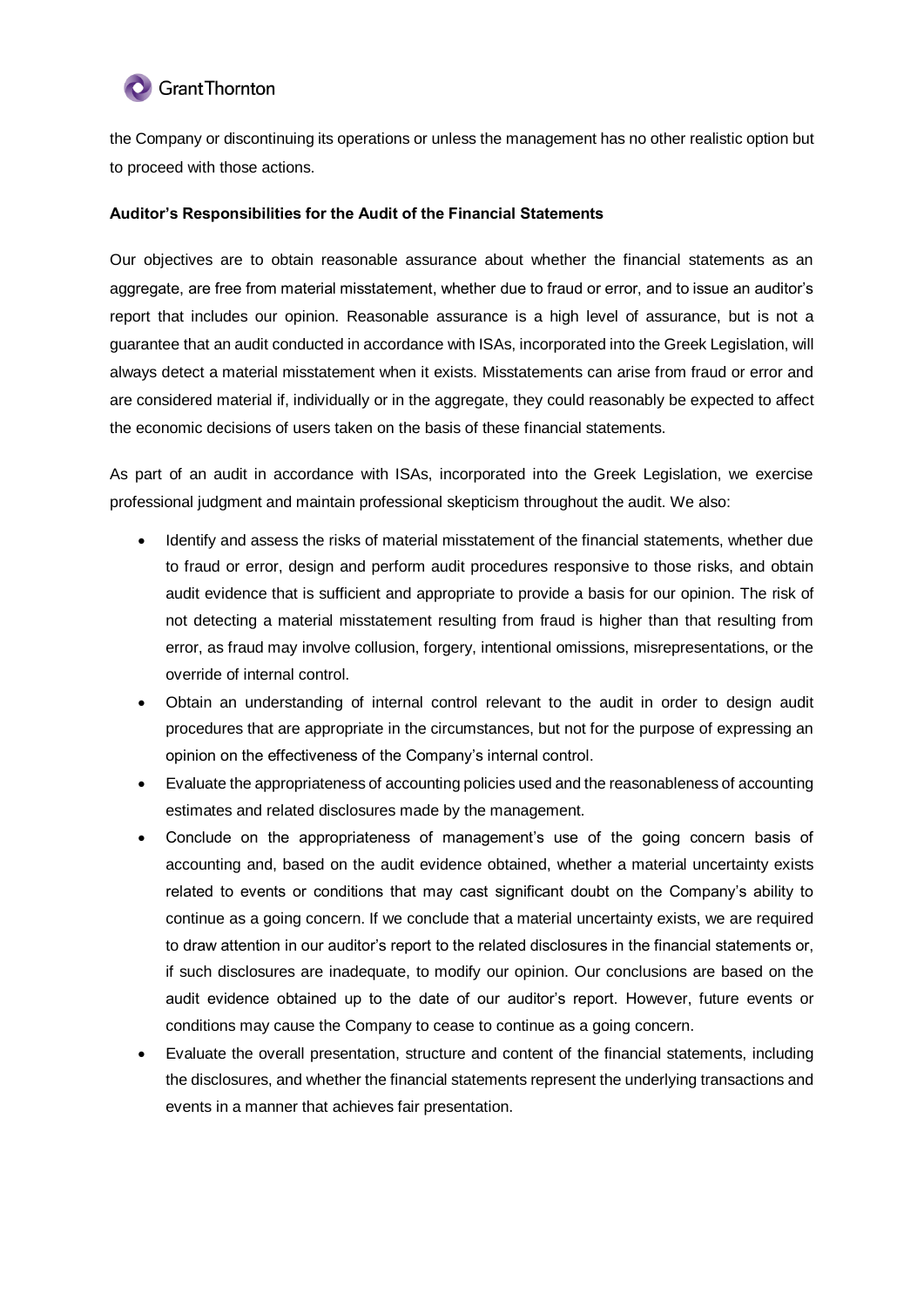the Company or discontinuing its operations or unless the management has no other realistic option but to proceed with those actions.

**Auditor's Responsibilities for the Audit of the Financial Statements**

Our objectives are to obtain reasonable assurance about whether the financial statements as an aggregate, are free from material misstatement, whether due to fraud or error, and to issue an auditor's report that includes our opinion. Reasonable assurance is a high level of assurance, but is not a guarantee that an audit conducted in accordance with ISAs, incorporated into the Greek Legislation, will always detect a material misstatement when it exists. Misstatements can arise from fraud or error and are considered material if, individually or in the aggregate, they could reasonably be expected to affect the economic decisions of users taken on the basis of these financial statements.

As part of an audit in accordance with ISAs, incorporated into the Greek Legislation, we exercise professional judgment and maintain professional skepticism throughout the audit. We also:

- Identify and assess the risks of material misstatement of the financial statements, whether due to fraud or error, design and perform audit procedures responsive to those risks, and obtain audit evidence that is sufficient and appropriate to provide a basis for our opinion. The risk of not detecting a material misstatement resulting from fraud is higher than that resulting from error, as fraud may involve collusion, forgery, intentional omissions, misrepresentations, or the override of internal control.
- Obtain an understanding of internal control relevant to the audit in order to design audit procedures that are appropriate in the circumstances, but not for the purpose of expressing an opinion on the effectiveness of the Company's internal control.
- Evaluate the appropriateness of accounting policies used and the reasonableness of accounting estimates and related disclosures made by the management.
- Conclude on the appropriateness of management's use of the going concern basis of accounting and, based on the audit evidence obtained, whether a material uncertainty exists related to events or conditions that may cast significant doubt on the Company's ability to continue as a going concern. If we conclude that a material uncertainty exists, we are required to draw attention in our auditor's report to the related disclosures in the financial statements or, if such disclosures are inadequate, to modify our opinion. Our conclusions are based on the audit evidence obtained up to the date of our auditor's report. However, future events or conditions may cause the Company to cease to continue as a going concern.
- Evaluate the overall presentation, structure and content of the financial statements, including the disclosures, and whether the financial statements represent the underlying transactions and events in a manner that achieves fair presentation.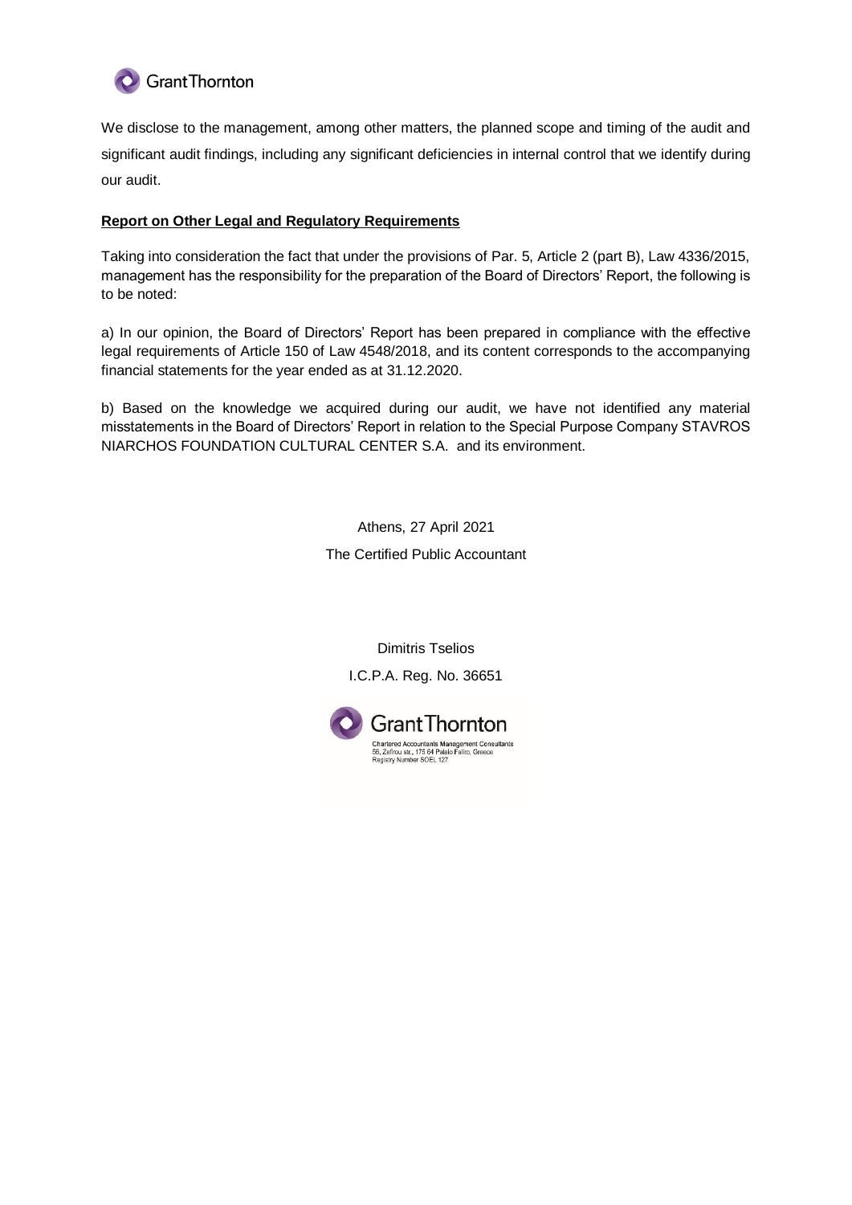We disclose to the management, among other matters, the planned scope and timing of the audit and significant audit findings, including any significant deficiencies in internal control that we identify during our audit.

**Report on Other Legal and Regulatory Requirements**

Taking into consideration the fact that under the provisions of Par. 5, Article 2 (part B), Law 4336/2015, management has the responsibility for the preparation of the Board of Directors' Report, the following is to be noted:

a) In our opinion, the Board of Directors' Report has been prepared in compliance with the effective legal requirements of Article 150 of Law 4548/2018, and its content corresponds to the accompanying financial statements for the year ended as at 31.12.2020.

b) Based on the knowledge we acquired during our audit, we have not identified any material misstatements in the Board of Directors' Report in relation to the Special Purpose Company STAVROS NIARCHOS FOUNDATION CULTURAL CENTER S.A. and its environment.

Athens, 27 April 2021

The Certified Public Accountant

Dimitris Tselios

I.C.P.A. Reg. No. 36651

Grant Thornton
Chartered Accountants Management Consultants
56, Zefirou str., 175 64 Paleo Faliro, Greece
Registry Number SOEL 127